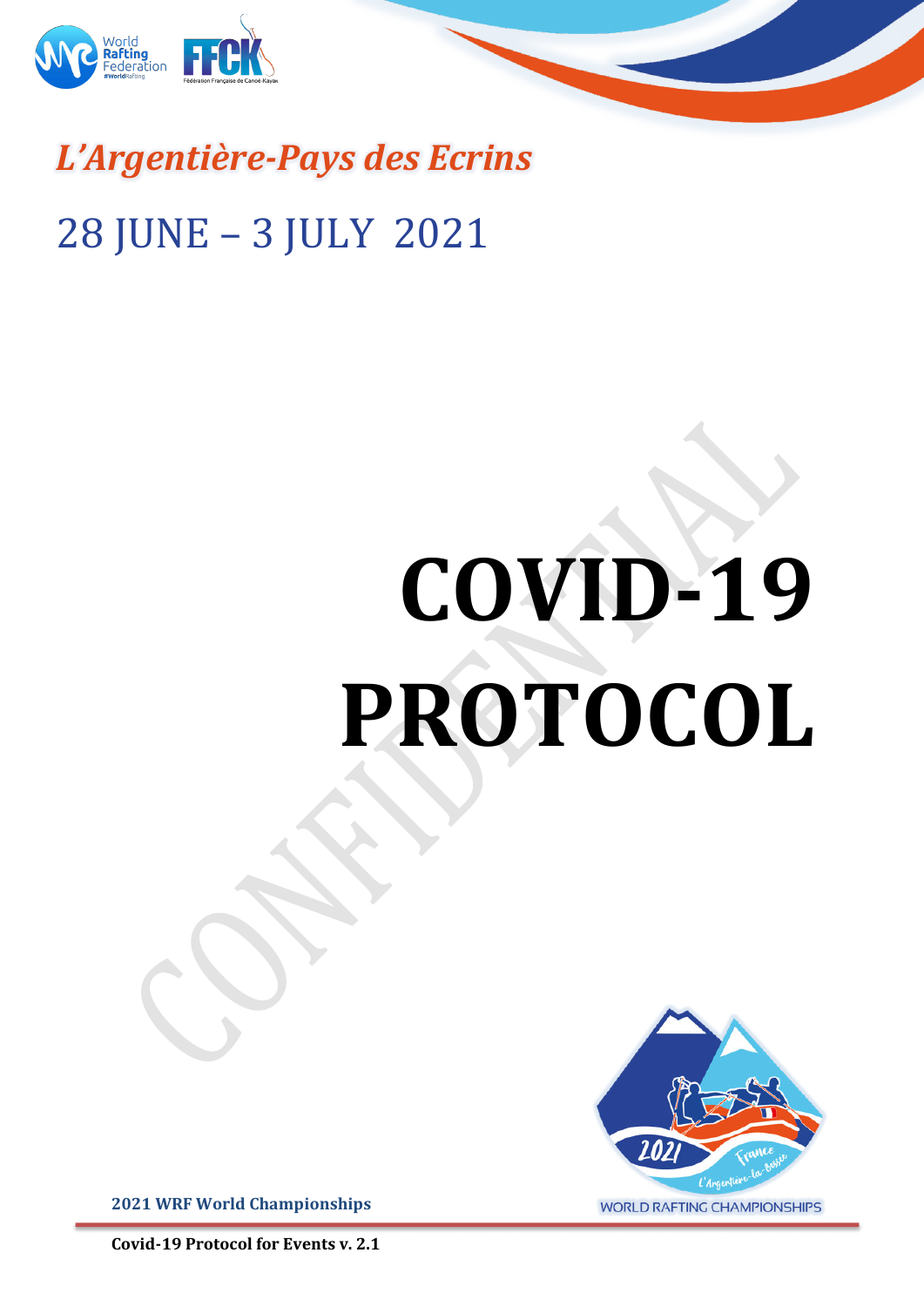*L'Argentière-Pays des Ecrins*

28 JUNE – 3 JULY 2021

# COVID-19 PROTOCOL

**2021 WRF World Championships**

**Covid-19 Protocol for Events v. 2.1**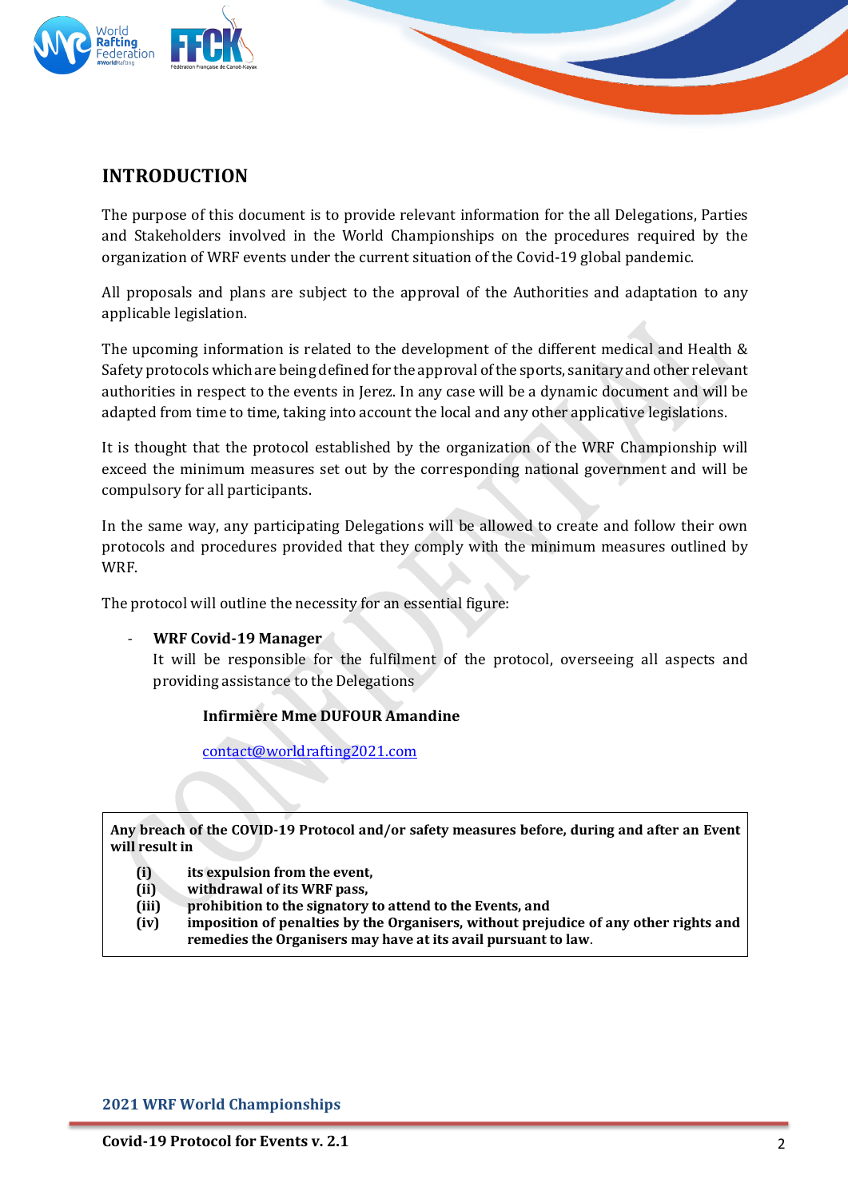# INTRODUCTION

The purpose of this document is to provide relevant information for the all Delegations, Parties and Stakeholders involved in the World Championships on the procedures required by the organization of WRF events under the current situation of the Covid-19 global pandemic.

All proposals and plans are subject to the approval of the Authorities and adaptation to any applicable legislation.

The upcoming information is related to the development of the different medical and Health & Safety protocols which are being defined for the approval of the sports, sanitary and other relevant authorities in respect to the events in Jerez. In any case will be a dynamic document and will be adapted from time to time, taking into account the local and any other applicative legislations.

It is thought that the protocol established by the organization of the WRF Championship will exceed the minimum measures set out by the corresponding national government and will be compulsory for all participants.

In the same way, any participating Delegations will be allowed to create and follow their own protocols and procedures provided that they comply with the minimum measures outlined by WRF.

The protocol will outline the necessity for an essential figure:

- **WRF Covid-19 Manager**
  It will be responsible for the fulfilment of the protocol, overseeing all aspects and providing assistance to the Delegations

  **Infirmière Mme DUFOUR Amandine**

  contact@worldrafting2021.com

**Any breach of the COVID-19 Protocol and/or safety measures before, during and after an Event will result in**

- **(i) its expulsion from the event,**
- **(ii) withdrawal of its WRF pass,**
- **(iii) prohibition to the signatory to attend to the Events, and**
- **(iv) imposition of penalties by the Organisers, without prejudice of any other rights and remedies the Organisers may have at its avail pursuant to law.**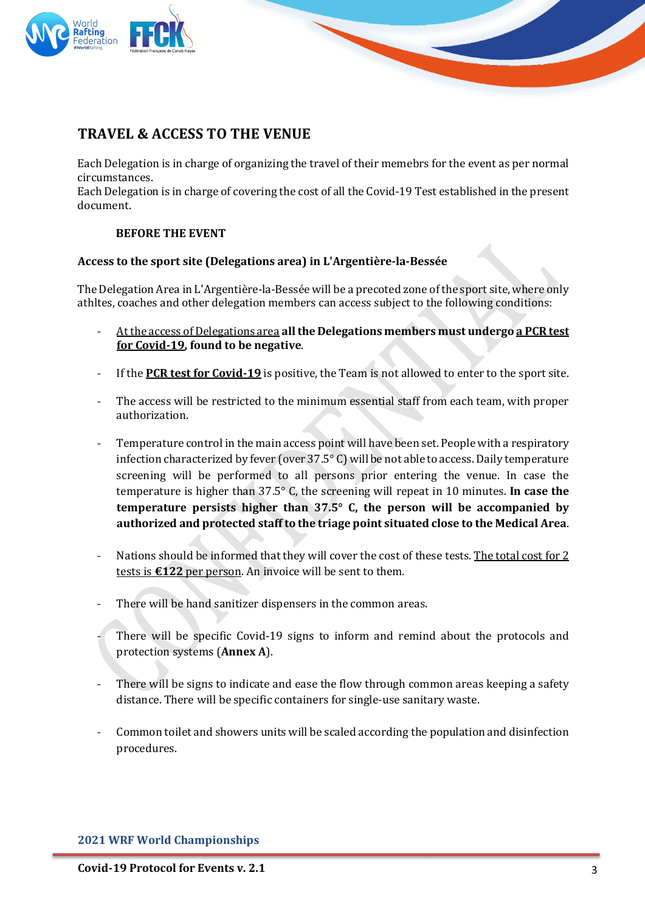# TRAVEL & ACCESS TO THE VENUE

Each Delegation is in charge of organizing the travel of their memebrs for the event as per normal circumstances.
Each Delegation is in charge of covering the cost of all the Covid-19 Test established in the present document.

**BEFORE THE EVENT**

**Access to the sport site (Delegations area) in L'Argentière-la-Bessée**

The Delegation Area in L'Argentière-la-Bessée will be a precoted zone of the sport site, where only athltes, coaches and other delegation members can access subject to the following conditions:

- At the access of Delegations area **all the Delegations members must undergo a PCR test for Covid-19, found to be negative**.

- If the **PCR test for Covid-19** is positive, the Team is not allowed to enter to the sport site.

- The access will be restricted to the minimum essential staff from each team, with proper authorization.

- Temperature control in the main access point will have been set. People with a respiratory infection characterized by fever (over 37.5° C) will be not able to access. Daily temperature screening will be performed to all persons prior entering the venue. In case the temperature is higher than 37.5° C, the screening will repeat in 10 minutes. **In case the temperature persists higher than 37.5° C, the person will be accompanied by authorized and protected staff to the triage point situated close to the Medical Area**.

- Nations should be informed that they will cover the cost of these tests. The total cost for 2 tests is **€122** per person. An invoice will be sent to them.

- There will be hand sanitizer dispensers in the common areas.

- There will be specific Covid-19 signs to inform and remind about the protocols and protection systems (**Annex A**).

- There will be signs to indicate and ease the flow through common areas keeping a safety distance. There will be specific containers for single-use sanitary waste.

- Common toilet and showers units will be scaled according the population and disinfection procedures.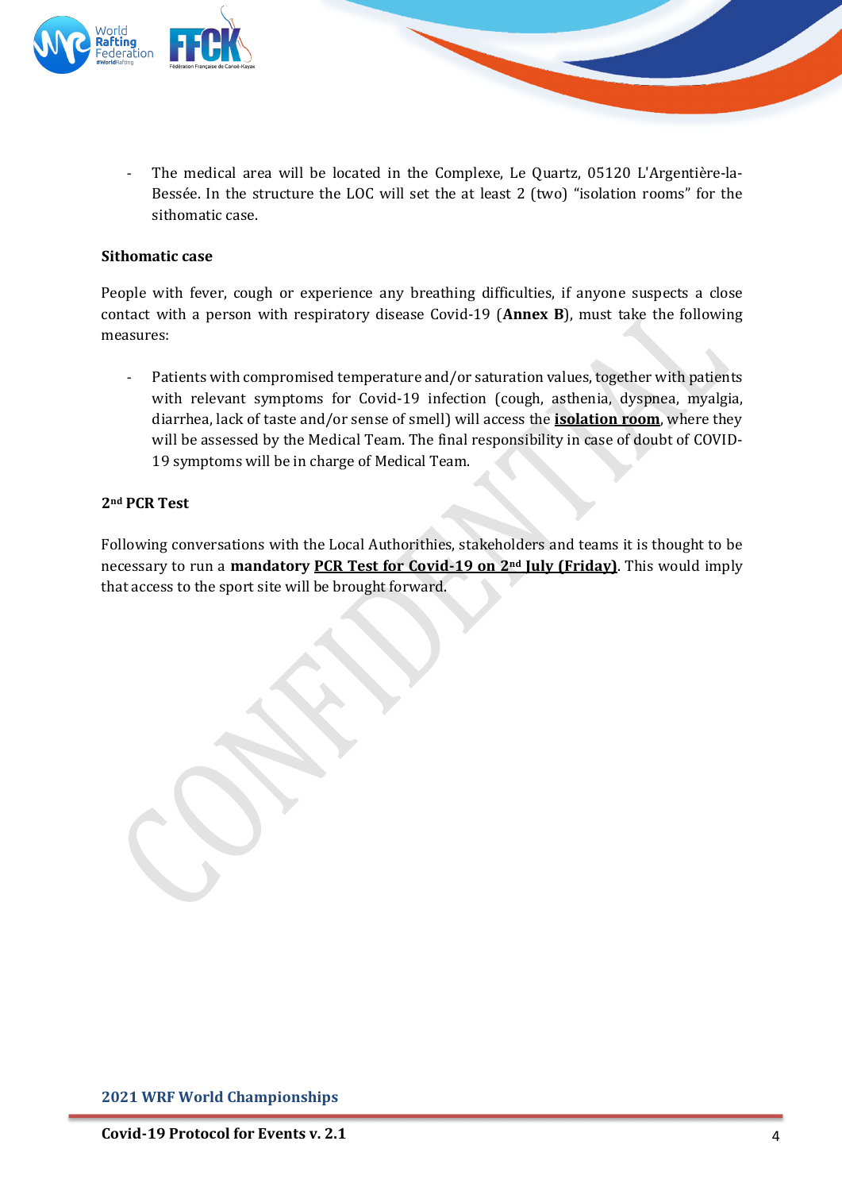- The medical area will be located in the Complexe, Le Quartz, 05120 L'Argentière-la-Bessée. In the structure the LOC will set the at least 2 (two) "isolation rooms" for the sithomatic case.

**Sithomatic case**

People with fever, cough or experience any breathing difficulties, if anyone suspects a close contact with a person with respiratory disease Covid-19 (**Annex B**), must take the following measures:

- Patients with compromised temperature and/or saturation values, together with patients with relevant symptoms for Covid-19 infection (cough, asthenia, dyspnea, myalgia, diarrhea, lack of taste and/or sense of smell) will access the **isolation room**, where they will be assessed by the Medical Team. The final responsibility in case of doubt of COVID-19 symptoms will be in charge of Medical Team.

**2nd PCR Test**

Following conversations with the Local Authorithies, stakeholders and teams it is thought to be necessary to run a **mandatory** **PCR Test for Covid-19 on 2nd July (Friday)**. This would imply that access to the sport site will be brought forward.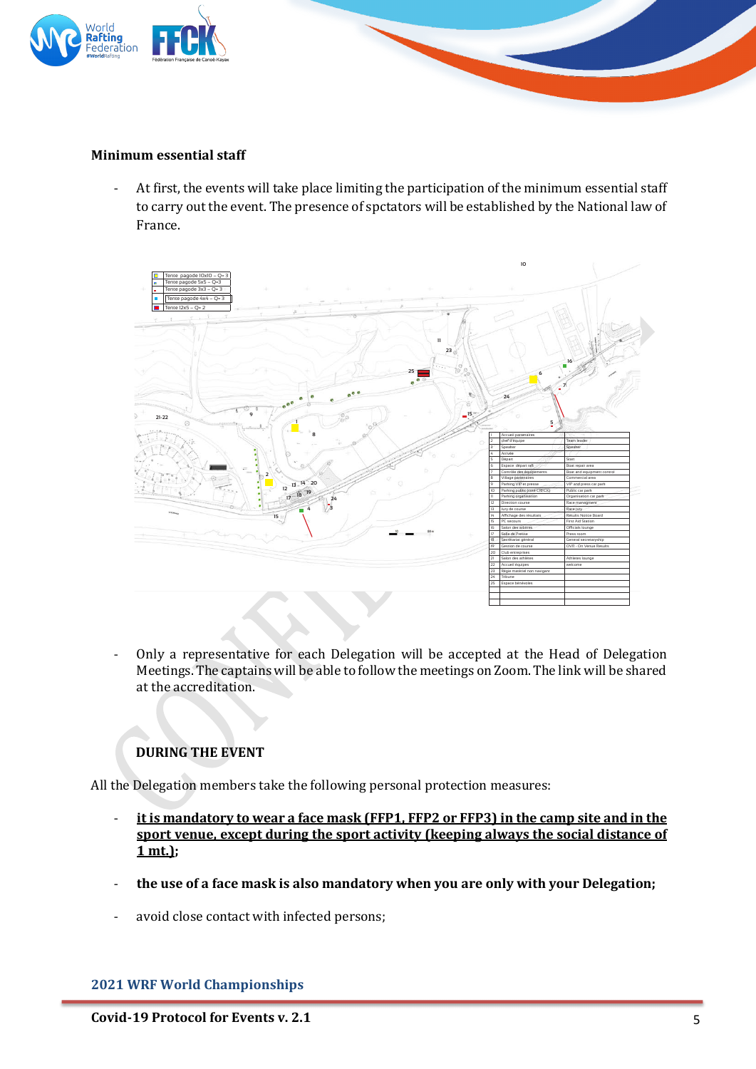**Minimum essential staff**

- At first, the events will take place limiting the participation of the minimum essential staff to carry out the event. The presence of spctators will be established by the National law of France.

| | | |
|---|---|---|
| 1 | Accueil partenaires | |
| 2 | chef d'équipe | Team leader |
| 3 | Speaker | Speaker |
| 4 | Arrivée | |
| 5 | Départ | Start |
| 6 | Espace départ raft | Boat repair area |
| 7 | Contrôle des équipements | Boat and equipment control |
| 8 | Village partenaires | Commercial area |
| 9 | Parking VIP et presse | VIP and press car park |
| 10 | Parking public (cote CRFCK) | Public car park |
| 11 | Parking organisation | Organisation car park |
| 12 | Direction course | Race management |
| 13 | Jury de course | Race jury |
| 14 | Affichage des résultats | Results Notice Board |
| 15 | PC secours | First Aid Station |
| 16 | Salon des arbitres | Officials lounge |
| 17 | Salle de Presse | Press room |
| 18 | Secrétariat général | General secretaryship |
| 19 | Gestion de course | OVR - On Venue Results |
| 20 | Club entreprises | |
| 21 | Salon des athlètes | Athletes lounge |
| 22 | Accueil équipes | welcome |
| 23 | Régie matériel non navigant | |
| 24 | Tribune | |
| 25 | Espace bénévoles | |

| | |
|---|---|
| | Tente pagode 10x10 – Q= 3 |
| | Tente pagode 5x5 – Q=3 |
| | Tente pagode 3x3 – Q= 3 |
| | Tente pagode 4x4 – Q= 3 |
| | Tente 12x5 – Q= 2 |

- Only a representative for each Delegation will be accepted at the Head of Delegation Meetings. The captains will be able to follow the meetings on Zoom. The link will be shared at the accreditation.

**DURING THE EVENT**

All the Delegation members take the following personal protection measures:

- **it is mandatory to wear a face mask (FFP1, FFP2 or FFP3) in the camp site and in the sport venue, except during the sport activity (keeping always the social distance of 1 mt.);**
- **the use of a face mask is also mandatory when you are only with your Delegation;**
- avoid close contact with infected persons;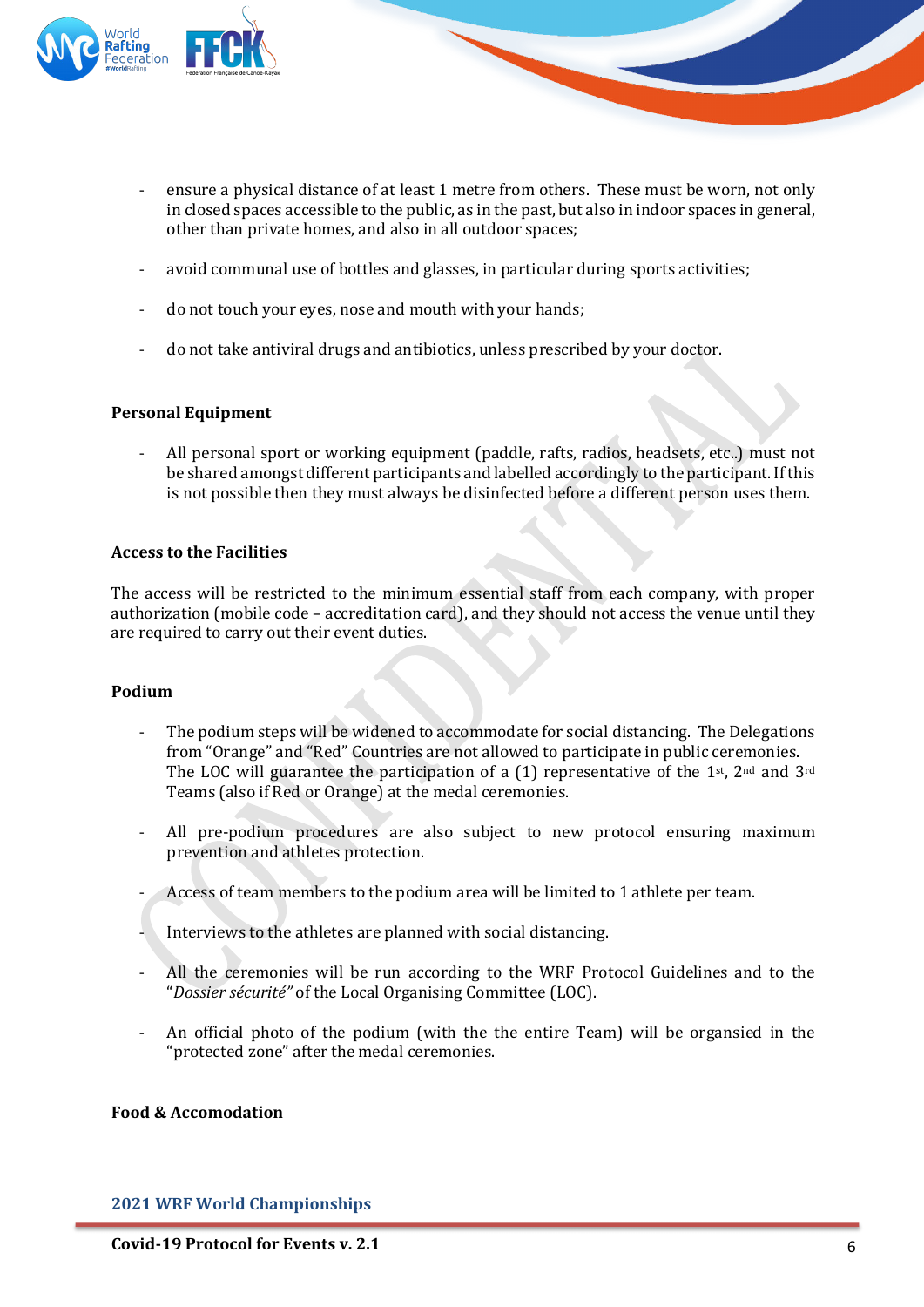- ensure a physical distance of at least 1 metre from others. These must be worn, not only in closed spaces accessible to the public, as in the past, but also in indoor spaces in general, other than private homes, and also in all outdoor spaces;

- avoid communal use of bottles and glasses, in particular during sports activities;

- do not touch your eyes, nose and mouth with your hands;

- do not take antiviral drugs and antibiotics, unless prescribed by your doctor.

**Personal Equipment**

- All personal sport or working equipment (paddle, rafts, radios, headsets, etc..) must not be shared amongst different participants and labelled accordingly to the participant. If this is not possible then they must always be disinfected before a different person uses them.

**Access to the Facilities**

The access will be restricted to the minimum essential staff from each company, with proper authorization (mobile code – accreditation card), and they should not access the venue until they are required to carry out their event duties.

**Podium**

- The podium steps will be widened to accommodate for social distancing. The Delegations from "Orange" and "Red" Countries are not allowed to participate in public ceremonies. The LOC will guarantee the participation of a (1) representative of the 1st, 2nd and 3rd Teams (also if Red or Orange) at the medal ceremonies.

- All pre-podium procedures are also subject to new protocol ensuring maximum prevention and athletes protection.

- Access of team members to the podium area will be limited to 1 athlete per team.

- Interviews to the athletes are planned with social distancing.

- All the ceremonies will be run according to the WRF Protocol Guidelines and to the "*Dossier sécurité"* of the Local Organising Committee (LOC).

- An official photo of the podium (with the the entire Team) will be organsied in the "protected zone" after the medal ceremonies.

**Food & Accomodation**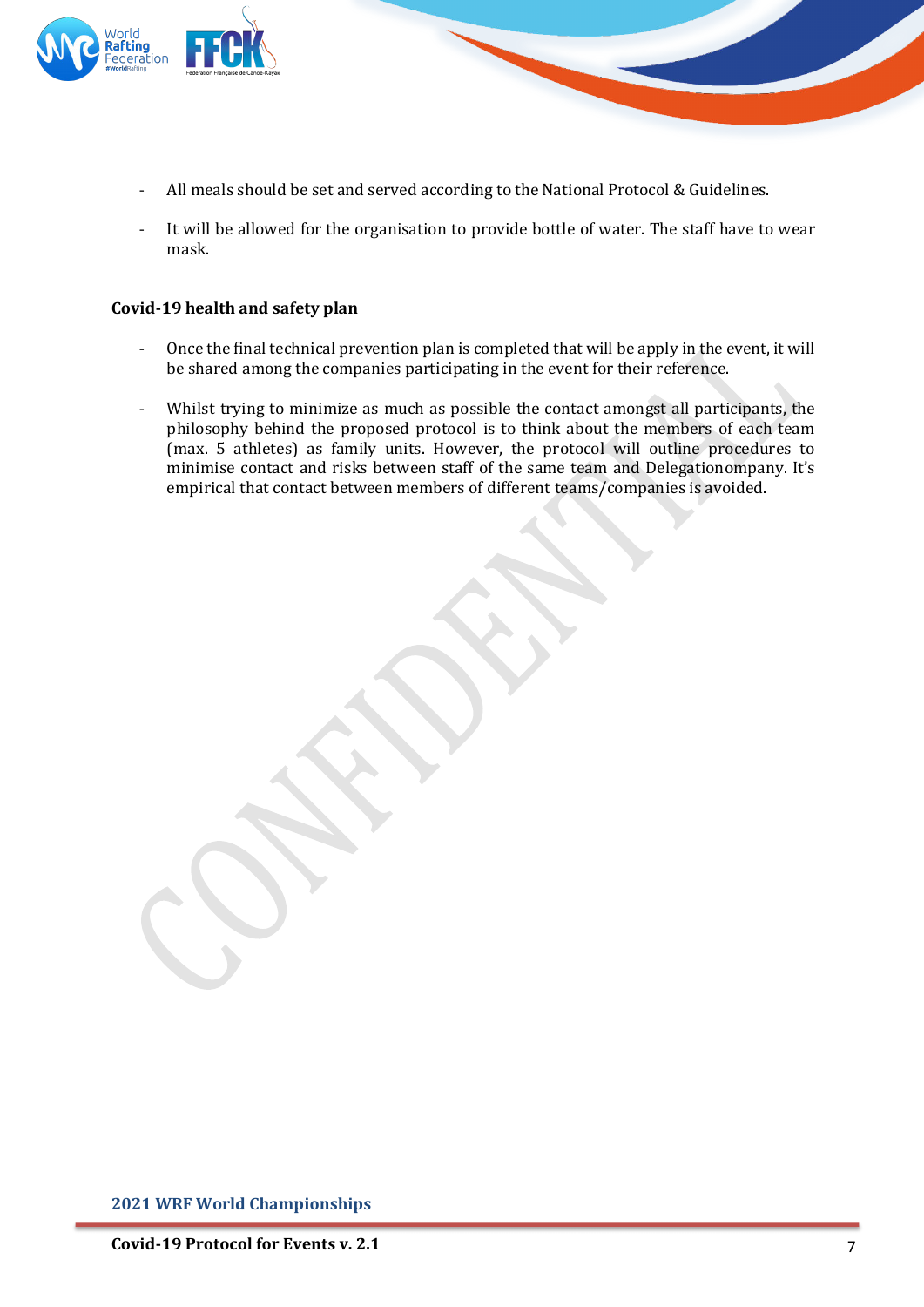- All meals should be set and served according to the National Protocol & Guidelines.
- It will be allowed for the organisation to provide bottle of water. The staff have to wear mask.

**Covid-19 health and safety plan**

- Once the final technical prevention plan is completed that will be apply in the event, it will be shared among the companies participating in the event for their reference.
- Whilst trying to minimize as much as possible the contact amongst all participants, the philosophy behind the proposed protocol is to think about the members of each team (max. 5 athletes) as family units. However, the protocol will outline procedures to minimise contact and risks between staff of the same team and Delegationompany. It's empirical that contact between members of different teams/companies is avoided.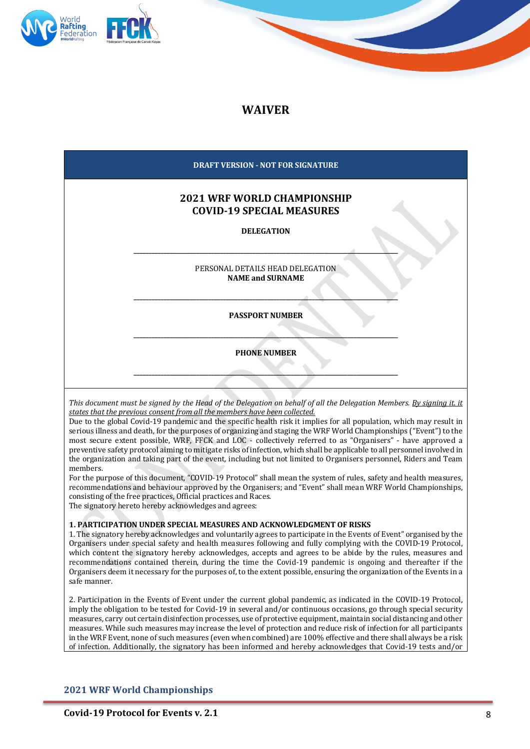# WAIVER

**DRAFT VERSION - NOT FOR SIGNATURE**

## 2021 WRF WORLD CHAMPIONSHIP COVID-19 SPECIAL MEASURES

**DELEGATION**

\_\_\_\_\_\_\_\_\_\_\_\_\_\_\_\_\_\_\_\_\_\_\_\_\_\_\_\_\_\_\_\_\_\_\_\_\_\_\_\_\_\_\_\_\_\_\_\_

PERSONAL DETAILS HEAD DELEGATION
**NAME and SURNAME**

\_\_\_\_\_\_\_\_\_\_\_\_\_\_\_\_\_\_\_\_\_\_\_\_\_\_\_\_\_\_\_\_\_\_\_\_\_\_\_\_\_\_\_\_\_\_\_\_

**PASSPORT NUMBER**

\_\_\_\_\_\_\_\_\_\_\_\_\_\_\_\_\_\_\_\_\_\_\_\_\_\_\_\_\_\_\_\_\_\_\_\_\_\_\_\_\_\_\_\_\_\_\_\_

**PHONE NUMBER**

\_\_\_\_\_\_\_\_\_\_\_\_\_\_\_\_\_\_\_\_\_\_\_\_\_\_\_\_\_\_\_\_\_\_\_\_\_\_\_\_\_\_\_\_\_\_\_\_

*This document must be signed by the Head of the Delegation on behalf of all the Delegation Members. <u>By signing it, it states that the previous consent from all the members have been collected.</u>*

Due to the global Covid-19 pandemic and the specific health risk it implies for all population, which may result in serious illness and death, for the purposes of organizing and staging the WRF World Championships ("Event") to the most secure extent possible, WRF, FFCK and LOC - collectively referred to as "Organisers" - have approved a preventive safety protocol aiming to mitigate risks of infection, which shall be applicable to all personnel involved in the organization and taking part of the event, including but not limited to Organisers personnel, Riders and Team members.

For the purpose of this document, "COVID-19 Protocol" shall mean the system of rules, safety and health measures, recommendations and behaviour approved by the Organisers; and "Event" shall mean WRF World Championships, consisting of the free practices, Official practices and Races.

The signatory hereto hereby acknowledges and agrees:

**1. PARTICIPATION UNDER SPECIAL MEASURES AND ACKNOWLEDGMENT OF RISKS**

1. The signatory hereby acknowledges and voluntarily agrees to participate in the Events of Event" organised by the Organisers under special safety and health measures following and fully complying with the COVID-19 Protocol, which content the signatory hereby acknowledges, accepts and agrees to be abide by the rules, measures and recommendations contained therein, during the time the Covid-19 pandemic is ongoing and thereafter if the Organisers deem it necessary for the purposes of, to the extent possible, ensuring the organization of the Events in a safe manner.

2. Participation in the Events of Event under the current global pandemic, as indicated in the COVID-19 Protocol, imply the obligation to be tested for Covid-19 in several and/or continuous occasions, go through special security measures, carry out certain disinfection processes, use of protective equipment, maintain social distancing and other measures. While such measures may increase the level of protection and reduce risk of infection for all participants in the WRF Event, none of such measures (even when combined) are 100% effective and there shall always be a risk of infection. Additionally, the signatory has been informed and hereby acknowledges that Covid-19 tests and/or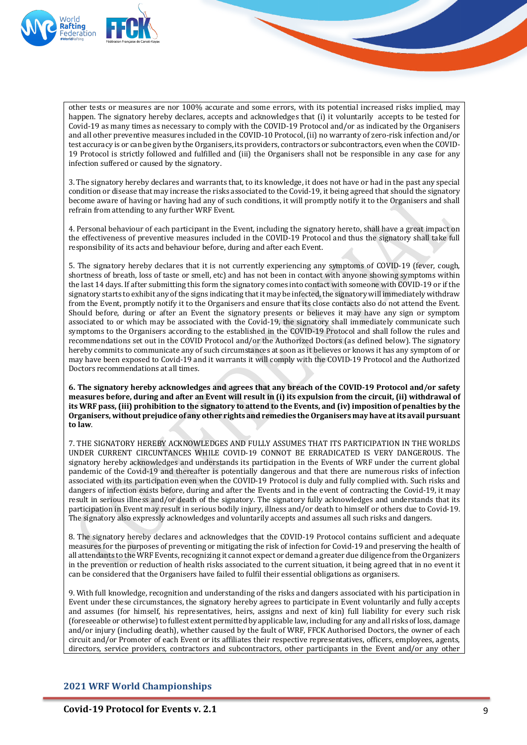other tests or measures are nor 100% accurate and some errors, with its potential increased risks implied, may happen. The signatory hereby declares, accepts and acknowledges that (i) it voluntarily accepts to be tested for Covid-19 as many times as necessary to comply with the COVID-19 Protocol and/or as indicated by the Organisers and all other preventive measures included in the COVID-10 Protocol, (ii) no warranty of zero-risk infection and/or test accuracy is or can be given by the Organisers, its providers, contractors or subcontractors, even when the COVID-19 Protocol is strictly followed and fulfilled and (iii) the Organisers shall not be responsible in any case for any infection suffered or caused by the signatory.

3. The signatory hereby declares and warrants that, to its knowledge, it does not have or had in the past any special condition or disease that may increase the risks associated to the Covid-19, it being agreed that should the signatory become aware of having or having had any of such conditions, it will promptly notify it to the Organisers and shall refrain from attending to any further WRF Event.

4. Personal behaviour of each participant in the Event, including the signatory hereto, shall have a great impact on the effectiveness of preventive measures included in the COVID-19 Protocol and thus the signatory shall take full responsibility of its acts and behaviour before, during and after each Event.

5. The signatory hereby declares that it is not currently experiencing any symptoms of COVID-19 (fever, cough, shortness of breath, loss of taste or smell, etc) and has not been in contact with anyone showing symptoms within the last 14 days. If after submitting this form the signatory comes into contact with someone with COVID-19 or if the signatory starts to exhibit any of the signs indicating that it may be infected, the signatory will immediately withdraw from the Event, promptly notify it to the Organisers and ensure that its close contacts also do not attend the Event. Should before, during or after an Event the signatory presents or believes it may have any sign or symptom associated to or which may be associated with the Covid-19, the signatory shall immediately communicate such symptoms to the Organisers according to the established in the COVID-19 Protocol and shall follow the rules and recommendations set out in the COVID Protocol and/or the Authorized Doctors (as defined below). The signatory hereby commits to communicate any of such circumstances at soon as it believes or knows it has any symptom of or may have been exposed to Covid-19 and it warrants it will comply with the COVID-19 Protocol and the Authorized Doctors recommendations at all times.

**6. The signatory hereby acknowledges and agrees that any breach of the COVID-19 Protocol and/or safety measures before, during and after an Event will result in (i) its expulsion from the circuit, (ii) withdrawal of its WRF pass, (iii) prohibition to the signatory to attend to the Events, and (iv) imposition of penalties by the Organisers, without prejudice of any other rights and remedies the Organisers may have at its avail pursuant to law.**

7. THE SIGNATORY HEREBY ACKNOWLEDGES AND FULLY ASSUMES THAT ITS PARTICIPATION IN THE WORLDS UNDER CURRENT CIRCUNTANCES WHILE COVID-19 CONNOT BE ERRADICATED IS VERY DANGEROUS. The signatory hereby acknowledges and understands its participation in the Events of WRF under the current global pandemic of the Covid-19 and thereafter is potentially dangerous and that there are numerous risks of infection associated with its participation even when the COVID-19 Protocol is duly and fully complied with. Such risks and dangers of infection exists before, during and after the Events and in the event of contracting the Covid-19, it may result in serious illness and/or death of the signatory. The signatory fully acknowledges and understands that its participation in Event may result in serious bodily injury, illness and/or death to himself or others due to Covid-19. The signatory also expressly acknowledges and voluntarily accepts and assumes all such risks and dangers.

8. The signatory hereby declares and acknowledges that the COVID-19 Protocol contains sufficient and adequate measures for the purposes of preventing or mitigating the risk of infection for Covid-19 and preserving the health of all attendants to the WRF Events, recognizing it cannot expect or demand a greater due diligence from the Organizers in the prevention or reduction of health risks associated to the current situation, it being agreed that in no event it can be considered that the Organisers have failed to fulfil their essential obligations as organisers.

9. With full knowledge, recognition and understanding of the risks and dangers associated with his participation in Event under these circumstances, the signatory hereby agrees to participate in Event voluntarily and fully accepts and assumes (for himself, his representatives, heirs, assigns and next of kin) full liability for every such risk (foreseeable or otherwise) to fullest extent permitted by applicable law, including for any and all risks of loss, damage and/or injury (including death), whether caused by the fault of WRF, FFCK Authorised Doctors, the owner of each circuit and/or Promoter of each Event or its affiliates their respective representatives, officers, employees, agents, directors, service providers, contractors and subcontractors, other participants in the Event and/or any other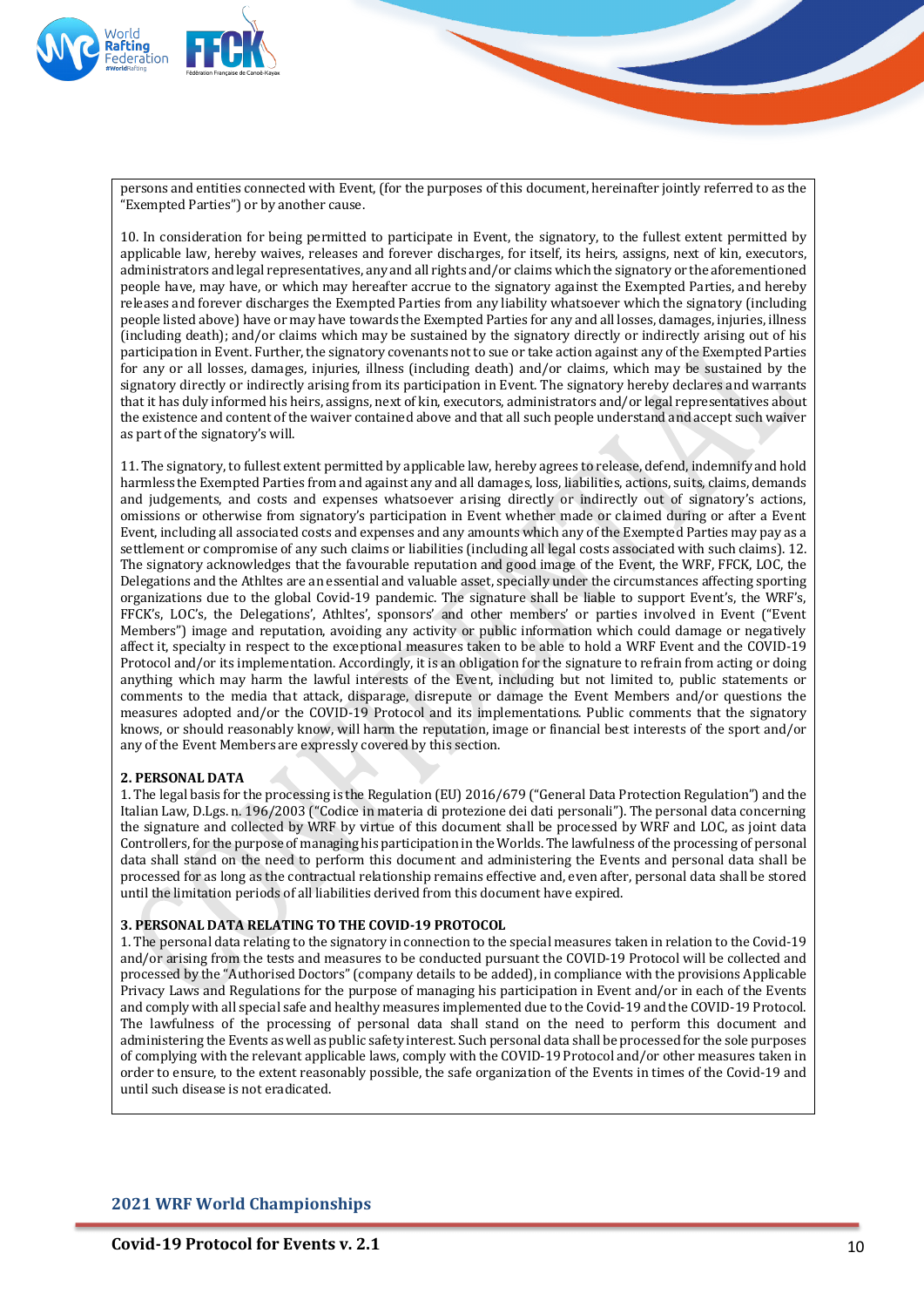persons and entities connected with Event, (for the purposes of this document, hereinafter jointly referred to as the "Exempted Parties") or by another cause.

10. In consideration for being permitted to participate in Event, the signatory, to the fullest extent permitted by applicable law, hereby waives, releases and forever discharges, for itself, its heirs, assigns, next of kin, executors, administrators and legal representatives, any and all rights and/or claims which the signatory or the aforementioned people have, may have, or which may hereafter accrue to the signatory against the Exempted Parties, and hereby releases and forever discharges the Exempted Parties from any liability whatsoever which the signatory (including people listed above) have or may have towards the Exempted Parties for any and all losses, damages, injuries, illness (including death); and/or claims which may be sustained by the signatory directly or indirectly arising out of his participation in Event. Further, the signatory covenants not to sue or take action against any of the Exempted Parties for any or all losses, damages, injuries, illness (including death) and/or claims, which may be sustained by the signatory directly or indirectly arising from its participation in Event. The signatory hereby declares and warrants that it has duly informed his heirs, assigns, next of kin, executors, administrators and/or legal representatives about the existence and content of the waiver contained above and that all such people understand and accept such waiver as part of the signatory's will.

11. The signatory, to fullest extent permitted by applicable law, hereby agrees to release, defend, indemnify and hold harmless the Exempted Parties from and against any and all damages, loss, liabilities, actions, suits, claims, demands and judgements, and costs and expenses whatsoever arising directly or indirectly out of signatory's actions, omissions or otherwise from signatory's participation in Event whether made or claimed during or after a Event Event, including all associated costs and expenses and any amounts which any of the Exempted Parties may pay as a settlement or compromise of any such claims or liabilities (including all legal costs associated with such claims). 12. The signatory acknowledges that the favourable reputation and good image of the Event, the WRF, FFCK, LOC, the Delegations and the Athltes are an essential and valuable asset, specially under the circumstances affecting sporting organizations due to the global Covid-19 pandemic. The signature shall be liable to support Event's, the WRF's, FFCK's, LOC's, the Delegations', Athltes', sponsors' and other members' or parties involved in Event ("Event Members") image and reputation, avoiding any activity or public information which could damage or negatively affect it, specialty in respect to the exceptional measures taken to be able to hold a WRF Event and the COVID-19 Protocol and/or its implementation. Accordingly, it is an obligation for the signature to refrain from acting or doing anything which may harm the lawful interests of the Event, including but not limited to, public statements or comments to the media that attack, disparage, disrepute or damage the Event Members and/or questions the measures adopted and/or the COVID-19 Protocol and its implementations. Public comments that the signatory knows, or should reasonably know, will harm the reputation, image or financial best interests of the sport and/or any of the Event Members are expressly covered by this section.

**2. PERSONAL DATA**

1. The legal basis for the processing is the Regulation (EU) 2016/679 ("General Data Protection Regulation") and the Italian Law, D.Lgs. n. 196/2003 ("Codice in materia di protezione dei dati personali"). The personal data concerning the signature and collected by WRF by virtue of this document shall be processed by WRF and LOC, as joint data Controllers, for the purpose of managing his participation in the Worlds. The lawfulness of the processing of personal data shall stand on the need to perform this document and administering the Events and personal data shall be processed for as long as the contractual relationship remains effective and, even after, personal data shall be stored until the limitation periods of all liabilities derived from this document have expired.

**3. PERSONAL DATA RELATING TO THE COVID-19 PROTOCOL**

1. The personal data relating to the signatory in connection to the special measures taken in relation to the Covid-19 and/or arising from the tests and measures to be conducted pursuant the COVID-19 Protocol will be collected and processed by the "Authorised Doctors" (company details to be added), in compliance with the provisions Applicable Privacy Laws and Regulations for the purpose of managing his participation in Event and/or in each of the Events and comply with all special safe and healthy measures implemented due to the Covid-19 and the COVID-19 Protocol. The lawfulness of the processing of personal data shall stand on the need to perform this document and administering the Events as well as public safety interest. Such personal data shall be processed for the sole purposes of complying with the relevant applicable laws, comply with the COVID-19 Protocol and/or other measures taken in order to ensure, to the extent reasonably possible, the safe organization of the Events in times of the Covid-19 and until such disease is not eradicated.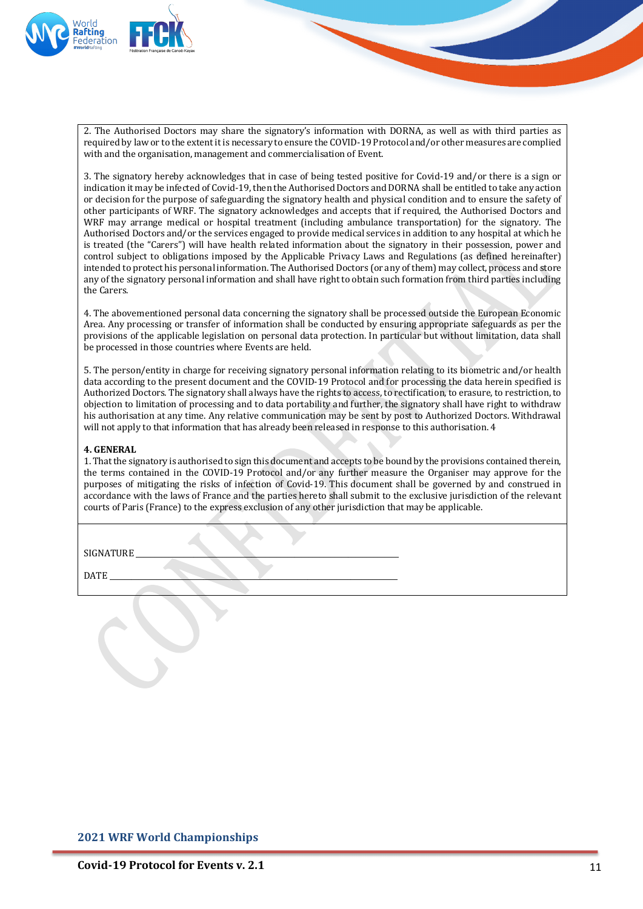2. The Authorised Doctors may share the signatory's information with DORNA, as well as with third parties as required by law or to the extent it is necessary to ensure the COVID-19 Protocol and/or other measures are complied with and the organisation, management and commercialisation of Event.

3. The signatory hereby acknowledges that in case of being tested positive for Covid-19 and/or there is a sign or indication it may be infected of Covid-19, then the Authorised Doctors and DORNA shall be entitled to take any action or decision for the purpose of safeguarding the signatory health and physical condition and to ensure the safety of other participants of WRF. The signatory acknowledges and accepts that if required, the Authorised Doctors and WRF may arrange medical or hospital treatment (including ambulance transportation) for the signatory. The Authorised Doctors and/or the services engaged to provide medical services in addition to any hospital at which he is treated (the "Carers") will have health related information about the signatory in their possession, power and control subject to obligations imposed by the Applicable Privacy Laws and Regulations (as defined hereinafter) intended to protect his personal information. The Authorised Doctors (or any of them) may collect, process and store any of the signatory personal information and shall have right to obtain such formation from third parties including the Carers.

4. The abovementioned personal data concerning the signatory shall be processed outside the European Economic Area. Any processing or transfer of information shall be conducted by ensuring appropriate safeguards as per the provisions of the applicable legislation on personal data protection. In particular but without limitation, data shall be processed in those countries where Events are held.

5. The person/entity in charge for receiving signatory personal information relating to its biometric and/or health data according to the present document and the COVID-19 Protocol and for processing the data herein specified is Authorized Doctors. The signatory shall always have the rights to access, to rectification, to erasure, to restriction, to objection to limitation of processing and to data portability and further, the signatory shall have right to withdraw his authorisation at any time. Any relative communication may be sent by post to Authorized Doctors. Withdrawal will not apply to that information that has already been released in response to this authorisation. 4

**4. GENERAL**

1. That the signatory is authorised to sign this document and accepts to be bound by the provisions contained therein, the terms contained in the COVID-19 Protocol and/or any further measure the Organiser may approve for the purposes of mitigating the risks of infection of Covid-19. This document shall be governed by and construed in accordance with the laws of France and the parties hereto shall submit to the exclusive jurisdiction of the relevant courts of Paris (France) to the express exclusion of any other jurisdiction that may be applicable.

SIGNATURE ____________________________________________

DATE ____________________________________________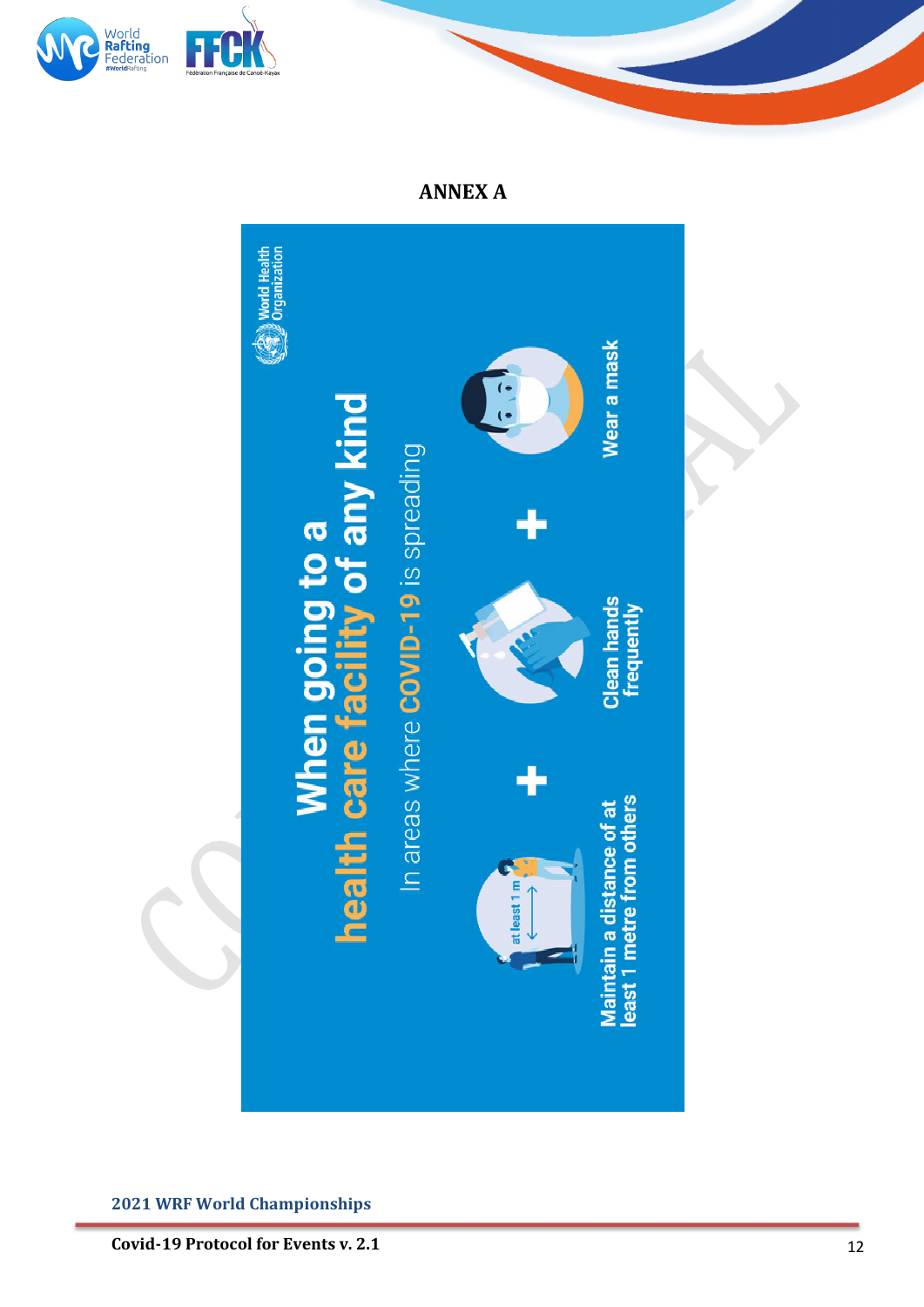## ANNEX A

World Health Organization

**When going to a health care facility of any kind**

In areas where COVID-19 is spreading

at least 1 m

**Maintain a distance of at least 1 metre from others**

+

**Clean hands frequently**

+

**Wear a mask**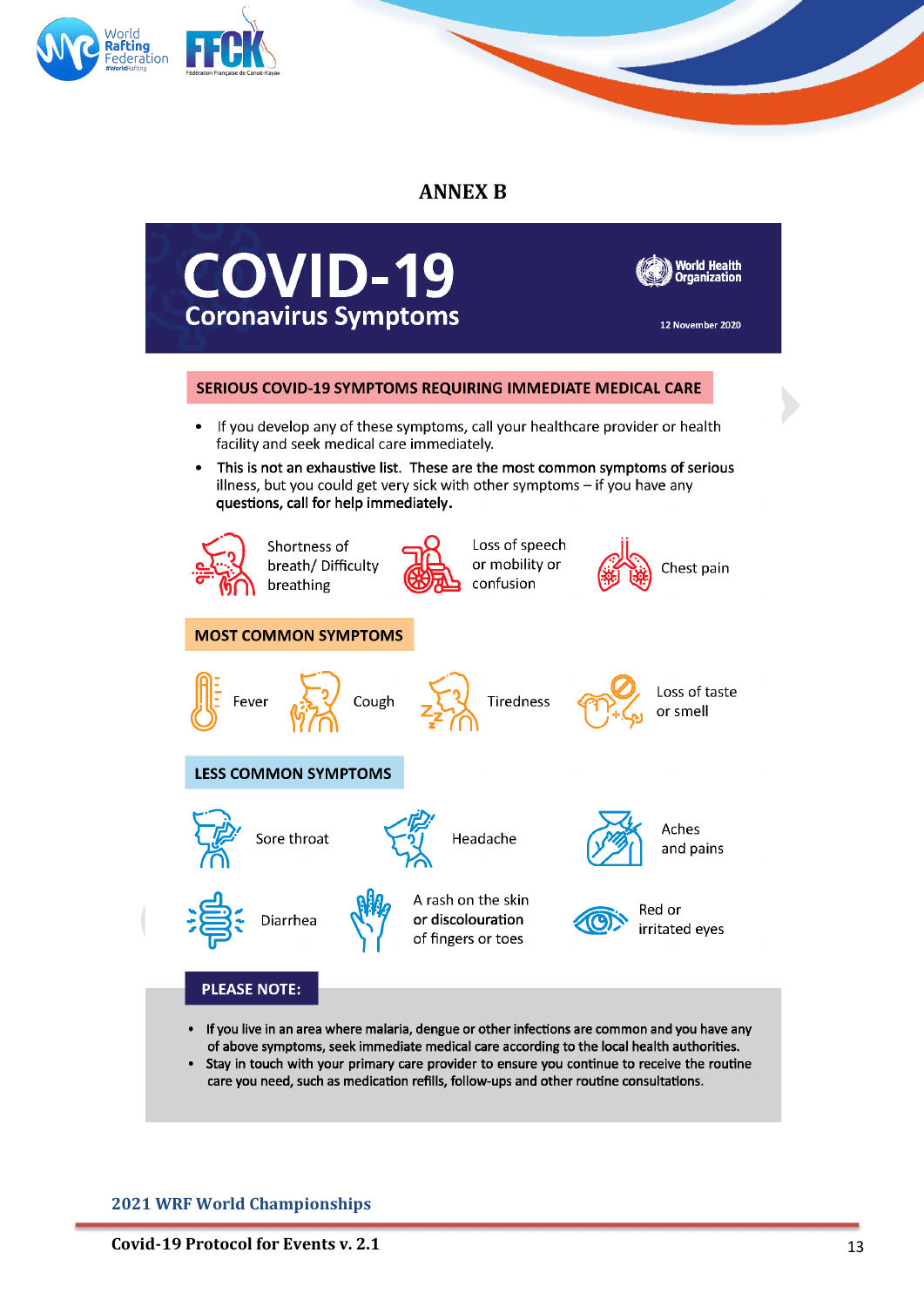# ANNEX B

## COVID-19

### Coronavirus Symptoms

World Health Organization

12 November 2020

### SERIOUS COVID-19 SYMPTOMS REQUIRING IMMEDIATE MEDICAL CARE

- If you develop any of these symptoms, call your healthcare provider or health facility and seek medical care immediately.
- This is not an exhaustive list. These are the most common symptoms of serious illness, but you could get very sick with other symptoms – if you have any questions, call for help immediately.

Shortness of breath/ Difficulty breathing

Loss of speech or mobility or confusion

Chest pain

### MOST COMMON SYMPTOMS

Fever

Cough

Tiredness

Loss of taste or smell

### LESS COMMON SYMPTOMS

Sore throat

Headache

Aches and pains

Diarrhea

A rash on the skin or discolouration of fingers or toes

Red or irritated eyes

### PLEASE NOTE:

- If you live in an area where malaria, dengue or other infections are common and you have any of above symptoms, seek immediate medical care according to the local health authorities.
- Stay in touch with your primary care provider to ensure you continue to receive the routine care you need, such as medication refills, follow-ups and other routine consultations.